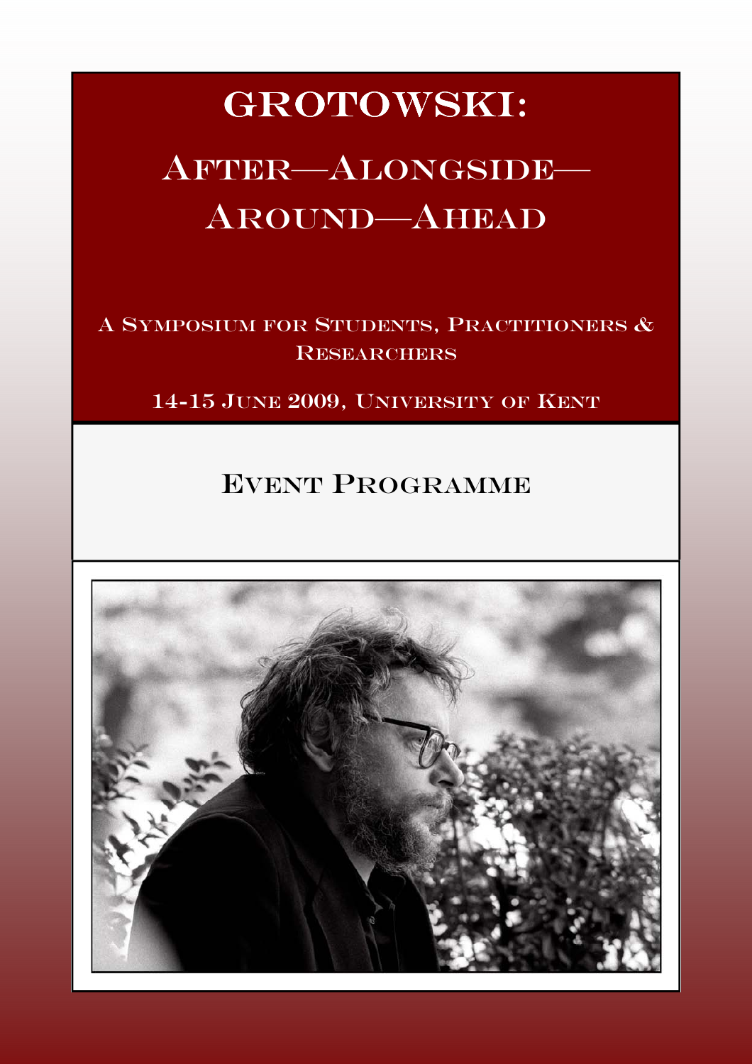# GROTOWSKI:

# After—Alongside—Around—Ahead

A Symposium for Students, Practitioners & Researchers

14-15 June 2009, University of Kent

## Event Programme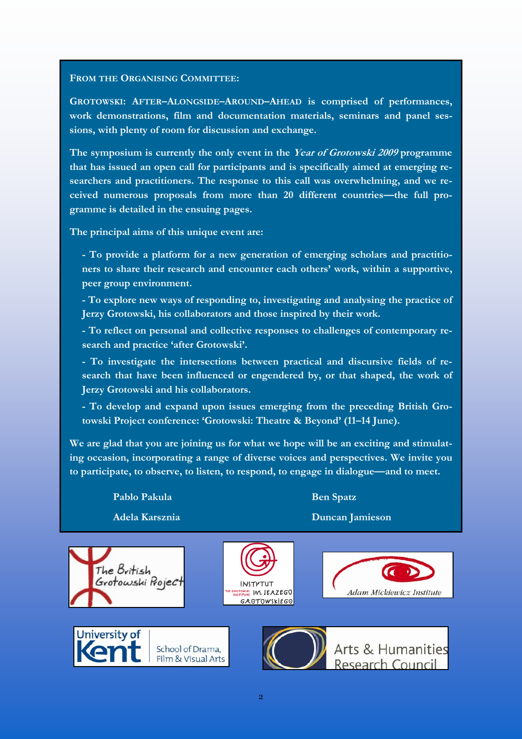**From the Organising Committee:**

**Grotowski: After–Alongside–Around–Ahead is comprised of performances, work demonstrations, film and documentation materials, seminars and panel sessions, with plenty of room for discussion and exchange.**

**The symposium is currently the only event in the *Year of Grotowski 2009* programme that has issued an open call for participants and is specifically aimed at emerging researchers and practitioners. The response to this call was overwhelming, and we received numerous proposals from more than 20 different countries—the full programme is detailed in the ensuing pages.**

**The principal aims of this unique event are:**

- **To provide a platform for a new generation of emerging scholars and practitioners to share their research and encounter each others' work, within a supportive, peer group environment.**
- **To explore new ways of responding to, investigating and analysing the practice of Jerzy Grotowski, his collaborators and those inspired by their work.**
- **To reflect on personal and collective responses to challenges of contemporary research and practice 'after Grotowski'.**
- **To investigate the intersections between practical and discursive fields of research that have been influenced or engendered by, or that shaped, the work of Jerzy Grotowski and his collaborators.**
- **To develop and expand upon issues emerging from the preceding British Grotowski Project conference: 'Grotowski: Theatre & Beyond' (11–14 June).**

**We are glad that you are joining us for what we hope will be an exciting and stimulating occasion, incorporating a range of diverse voices and perspectives. We invite you to participate, to observe, to listen, to respond, to engage in dialogue—and to meet.**

**Pablo Pakula** | **Ben Spatz**

**Adela Karsznia** | **Duncan Jamieson**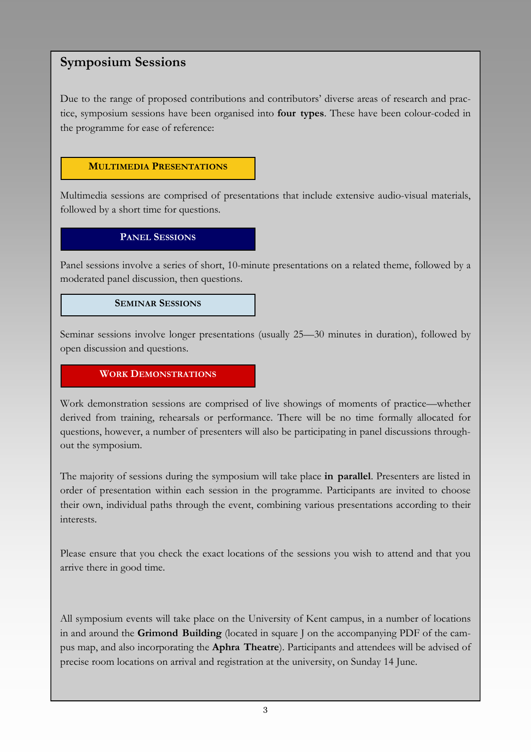## Symposium Sessions

Due to the range of proposed contributions and contributors' diverse areas of research and practice, symposium sessions have been organised into **four types**. These have been colour-coded in the programme for ease of reference:

### MULTIMEDIA PRESENTATIONS

Multimedia sessions are comprised of presentations that include extensive audio-visual materials, followed by a short time for questions.

### PANEL SESSIONS

Panel sessions involve a series of short, 10-minute presentations on a related theme, followed by a moderated panel discussion, then questions.

### SEMINAR SESSIONS

Seminar sessions involve longer presentations (usually 25—30 minutes in duration), followed by open discussion and questions.

### WORK DEMONSTRATIONS

Work demonstration sessions are comprised of live showings of moments of practice—whether derived from training, rehearsals or performance. There will be no time formally allocated for questions, however, a number of presenters will also be participating in panel discussions throughout the symposium.

The majority of sessions during the symposium will take place **in parallel**. Presenters are listed in order of presentation within each session in the programme. Participants are invited to choose their own, individual paths through the event, combining various presentations according to their interests.

Please ensure that you check the exact locations of the sessions you wish to attend and that you arrive there in good time.

All symposium events will take place on the University of Kent campus, in a number of locations in and around the **Grimond Building** (located in square J on the accompanying PDF of the campus map, and also incorporating the **Aphra Theatre**). Participants and attendees will be advised of precise room locations on arrival and registration at the university, on Sunday 14 June.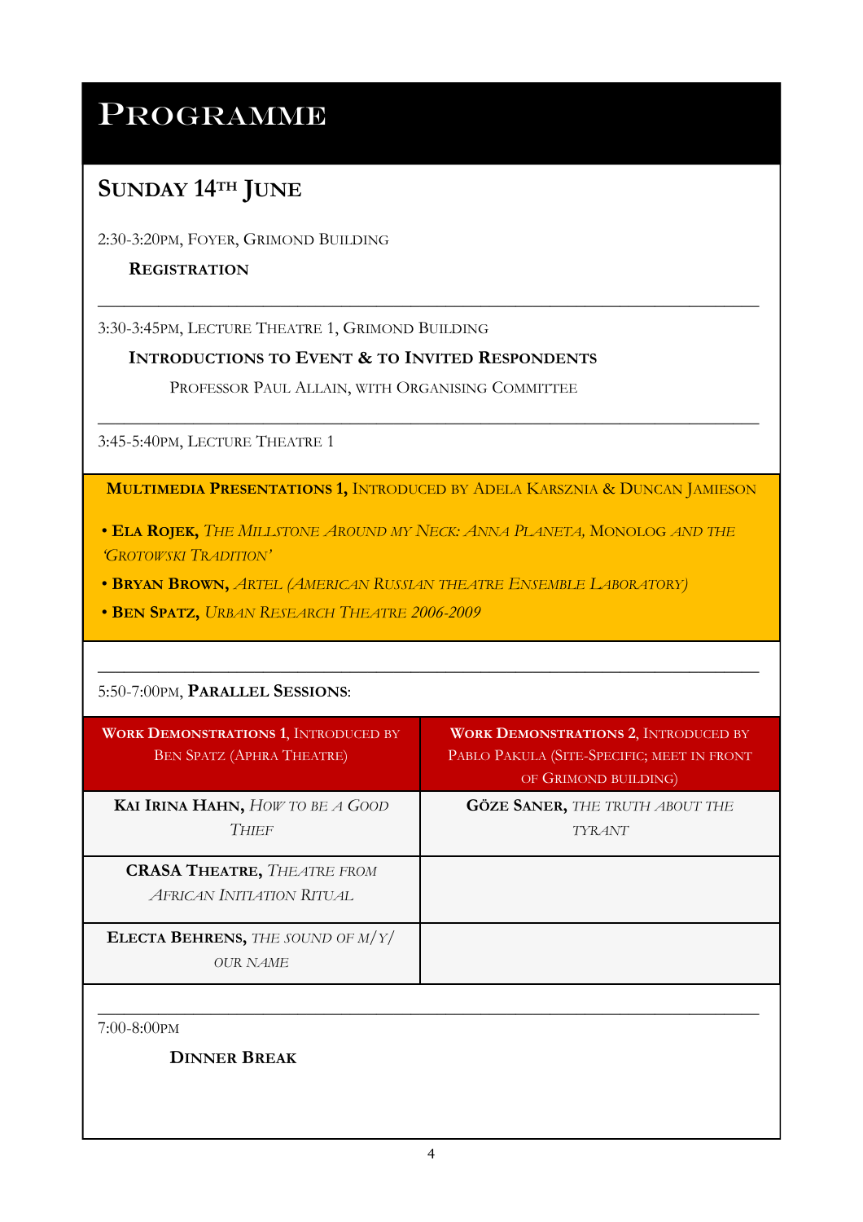# Programme

## Sunday 14th June

2:30-3:20pm, Foyer, Grimond Building

**Registration**

---

3:30-3:45pm, Lecture Theatre 1, Grimond Building

**Introductions to Event & to Invited Respondents**

Professor Paul Allain, with Organising Committee

---

3:45-5:40pm, Lecture Theatre 1

**Multimedia Presentations 1,** Introduced by Adela Karsznia & Duncan Jamieson

- **Ela Rojek,** *The Millstone Around my Neck: Anna Planeta,* Monolog *and the 'Grotowski Tradition'*
- **Bryan Brown,** *ARTEL (American Russian Theatre Ensemble Laboratory)*
- **Ben Spatz,** *Urban Research Theatre 2006-2009*

---

5:50-7:00pm, **Parallel Sessions**:

| **Work Demonstrations 1**, Introduced by Ben Spatz (Aphra Theatre) | **Work Demonstrations 2**, Introduced by Pablo Pakula (Site-specific; meet in front of Grimond building) |
|---|---|
| **Kai Irina Hahn,** *How to be a Good Thief* | **Göze Saner,** *The Truth About the Tyrant* |
| **CRASA Theatre,** *Theatre from African Initiation Ritual* | |
| **Electa Behrens,** *The Sound of M/Y/ Our Name* | |

---

7:00-8:00pm

**Dinner Break**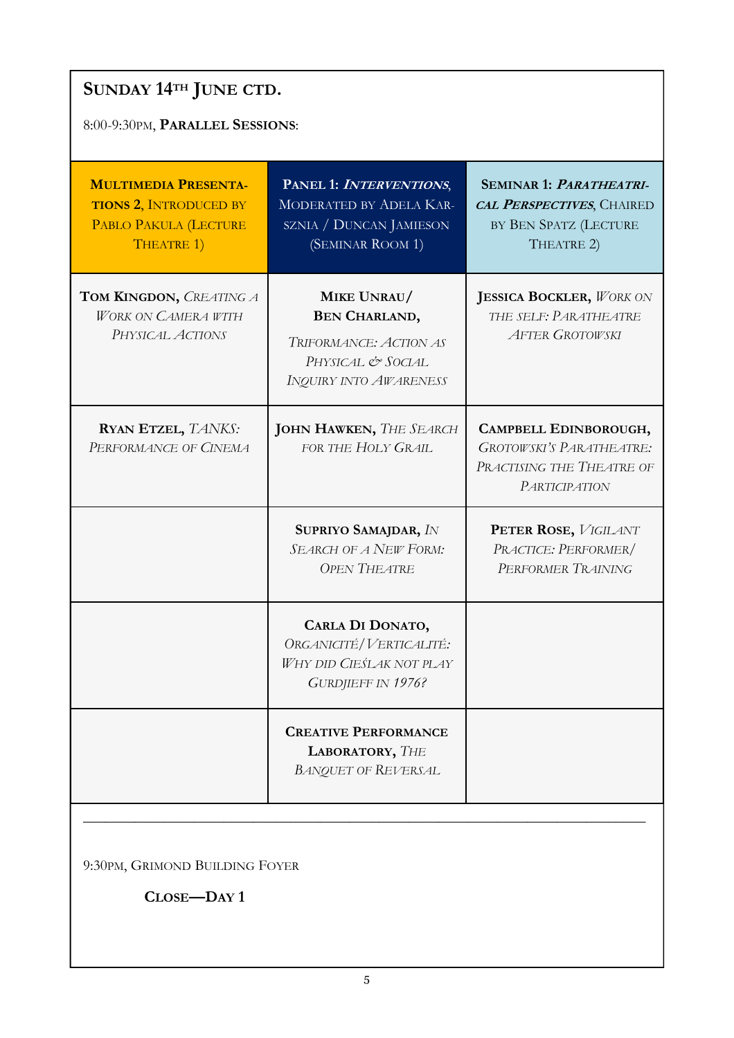## Sunday 14th June ctd.

8:00-9:30pm, **Parallel Sessions**:

| **Multimedia Presentations 2**, Introduced by Pablo Pakula (Lecture Theatre 1) | **Panel 1: *Interventions***, Moderated by Adela Karsznia / Duncan Jamieson (Seminar Room 1) | **Seminar 1: *Paratheatrical Perspectives***, Chaired by Ben Spatz (Lecture Theatre 2) |
|---|---|---|
| **Tom Kingdon**, *Creating a Work on Camera with Physical Actions* | **Mike Unrau/ Ben Charland**, *Triformance: Action as Physical & Social Inquiry into Awareness* | **Jessica Bockler**, *Work on the Self: Paratheatre After Grotowski* |
| **Ryan Etzel**, *Tanks: Performance of Cinema* | **John Hawken**, *The Search for the Holy Grail* | **Campbell Edinborough**, *Grotowski's Paratheatre: Practising the Theatre of Participation* |
| | **Supriyo Samajdar**, *In Search of a New Form: Open Theatre* | **Peter Rose**, *Vigilant Practice: Performer/ Performer Training* |
| | **Carla Di Donato**, *Organicité/Verticalité: Why did Cieślak not play Gurdjieff in 1976?* | |
| | **Creative Performance Laboratory**, *The Banquet of Reversal* | |

---

9:30pm, Grimond Building Foyer

**Close—Day 1**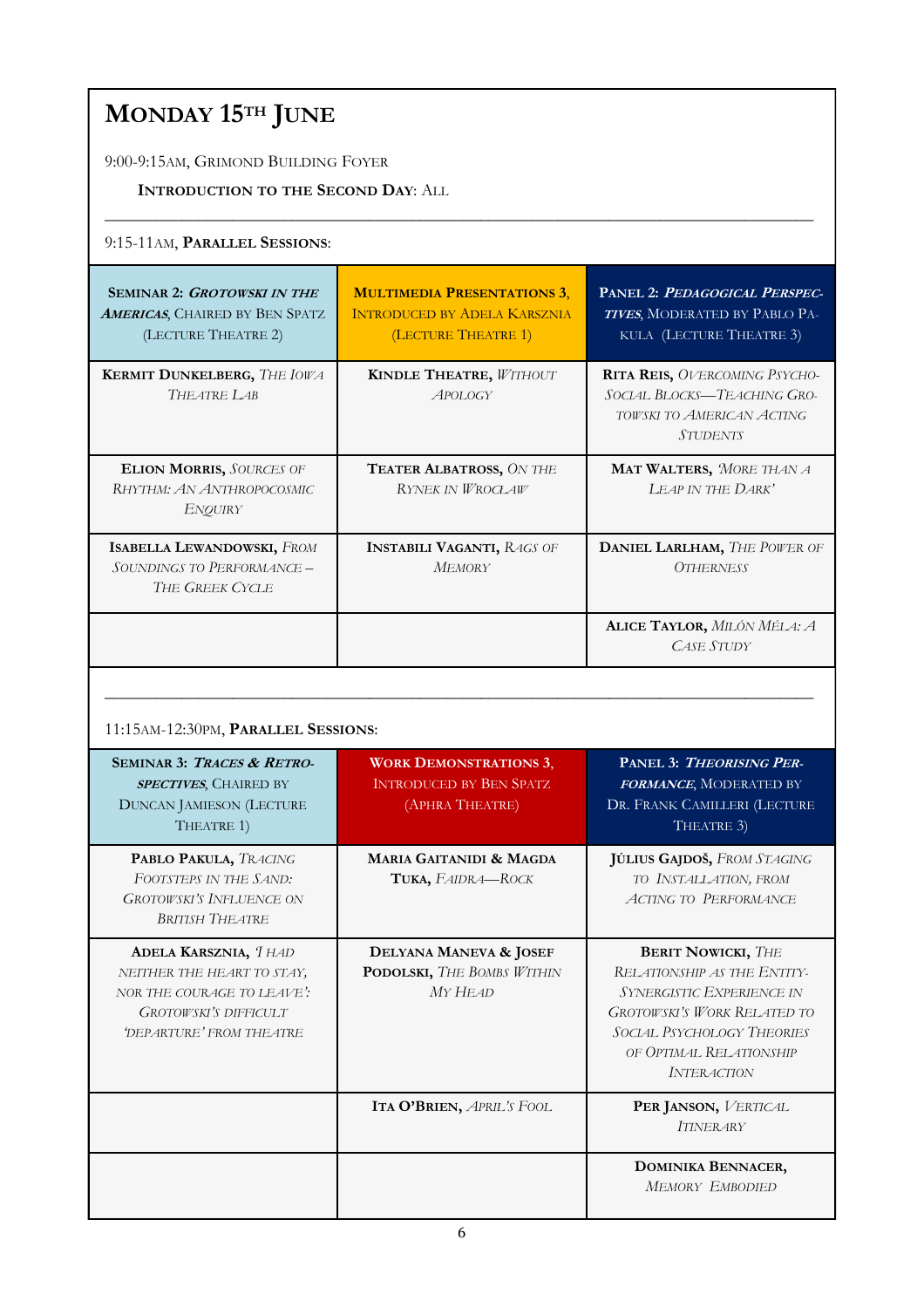# Monday 15th June

9:00-9:15am, Grimond Building Foyer

**Introduction to the Second Day**: All

---

9:15-11am, **Parallel Sessions**:

| **Seminar 2: *Grotowski in the Americas*,** Chaired by Ben Spatz (Lecture Theatre 2) | **Multimedia Presentations 3**, Introduced by Adela Karsznia (Lecture Theatre 1) | **Panel 2: *Pedagogical Perspectives*,** Moderated by Pablo Pakula (Lecture Theatre 3) |
|---|---|---|
| **Kermit Dunkelberg,** *The Iowa Theatre Lab* | **Kindle Theatre,** *Without Apology* | **Rita Reis,** *Overcoming Psycho-Social Blocks—Teaching Grotowski to American Acting Students* |
| **Elion Morris,** *Sources of Rhythm: An Anthropocosmic Enquiry* | **Teater Albatross,** *On the Rynek in Wrocław* | **Mat Walters,** *'More than a Leap in the Dark'* |
| **Isabella Lewandowski,** *From Soundings to Performance – The Greek Cycle* | **Instabili Vaganti,** *Rags of Memory* | **Daniel Larlham,** *The Power of Otherness* |
| | | **Alice Taylor,** *Milón Méla: A Case Study* |

---

11:15am-12:30pm, **Parallel Sessions**:

| **Seminar 3: *Traces & Retrospectives*,** Chaired by Duncan Jamieson (Lecture Theatre 1) | **Work Demonstrations 3**, Introduced by Ben Spatz (Aphra Theatre) | **Panel 3: *Theorising Performance*,** Moderated by Dr. Frank Camilleri (Lecture Theatre 3) |
|---|---|---|
| **Pablo Pakula,** *Tracing Footsteps in the Sand: Grotowski's Influence on British Theatre* | **Maria Gaitanidi & Magda Tuka,** *Faidra—Rock* | **Július Gajdoš,** *From Staging to Installation, from Acting to Performance* |
| **Adela Karsznia,** *'I had neither the heart to stay, nor the courage to leave': Grotowski's difficult 'departure' from theatre* | **Delyana Maneva & Josef Podolski,** *The Bombs Within My Head* | **Berit Nowicki,** *The Relationship as the Entity-Synergistic Experience in Grotowski's Work Related to Social Psychology Theories of Optimal Relationship Interaction* |
| | **Ita O'Brien,** *April's Fool* | **Per Janson,** *Vertical Itinerary* |
| | | **Dominika Bennacer,** *Memory Embodied* |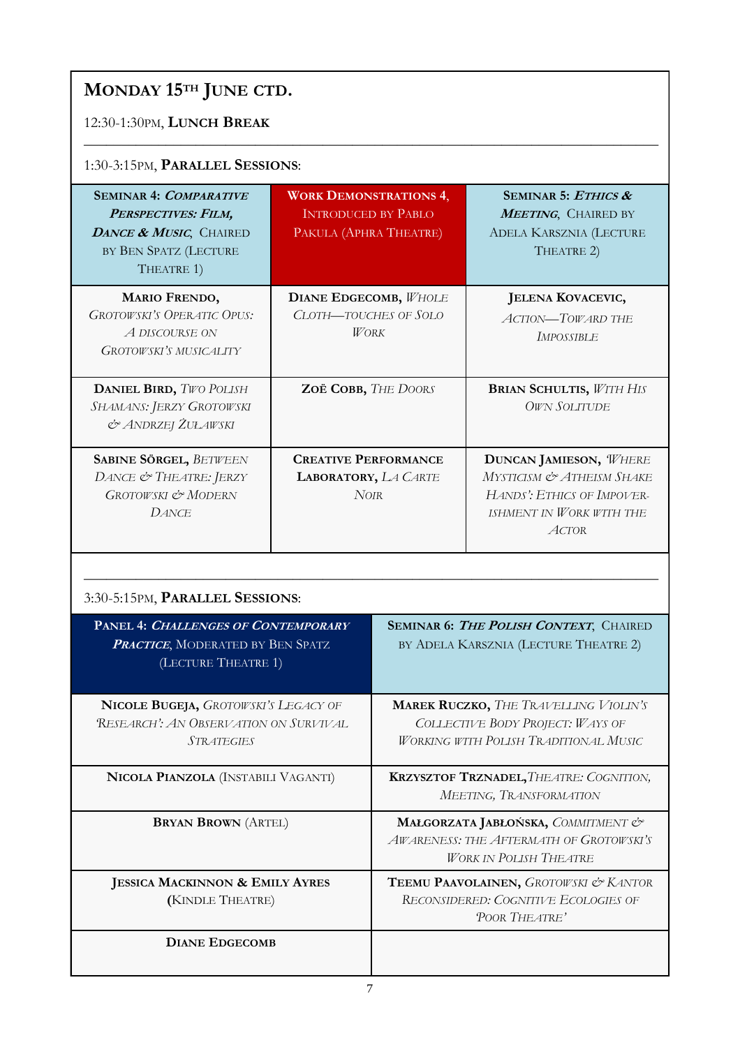## Monday 15th June ctd.

12:30-1:30pm, **Lunch Break**

---

1:30-3:15pm, **Parallel Sessions**:

| **Seminar 4: *Comparative Perspectives: Film, Dance & Music*,** Chaired by Ben Spatz (Lecture Theatre 1) | **Work Demonstrations 4**, Introduced by Pablo Pakula (Aphra Theatre) | **Seminar 5: *Ethics & Meeting*,** Chaired by Adela Karsznia (Lecture Theatre 2) |
|---|---|---|
| **Mario Frendo,** *Grotowski's Operatic Opus: A Discourse on Grotowski's Musicality* | **Diane Edgecomb,** *Whole Cloth—Touches of Solo Work* | **Jelena Kovacevic,** *Action—Toward the Impossible* |
| **Daniel Bird,** *Two Polish Shamans: Jerzy Grotowski & Andrzej Żuławski* | **Zoë Cobb,** *The Doors* | **Brian Schultis,** *With His Own Solitude* |
| **Sabine Sörgel,** *Between Dance & Theatre: Jerzy Grotowski & Modern Dance* | **Creative Performance Laboratory,** *La Carte Noir* | **Duncan Jamieson,** *'Where Mysticism & Atheism Shake Hands': Ethics of Impoverishment in Work with the Actor* |

---

3:30-5:15pm, **Parallel Sessions**:

| **Panel 4: *Challenges of Contemporary Practice*,** Moderated by Ben Spatz (Lecture Theatre 1) | **Seminar 6: *The Polish Context*,** Chaired by Adela Karsznia (Lecture Theatre 2) |
|---|---|
| **Nicole Bugeja,** *Grotowski's Legacy of 'Research': An Observation on Survival Strategies* | **Marek Ruczko,** *The Travelling Violin's Collective Body Project: Ways of Working with Polish Traditional Music* |
| **Nicola Pianzola** (Instabili Vaganti) | **Krzysztof Trznadel,** *Theatre: Cognition, Meeting, Transformation* |
| **Bryan Brown** (Artel) | **Małgorzata Jabłońska,** *Commitment & Awareness: the Aftermath of Grotowski's Work in Polish Theatre* |
| **Jessica Mackinnon & Emily Ayres** (Kindle Theatre) | **Teemu Paavolainen,** *Grotowski & Kantor Reconsidered: Cognitive Ecologies of 'Poor Theatre'* |
| **Diane Edgecomb** | |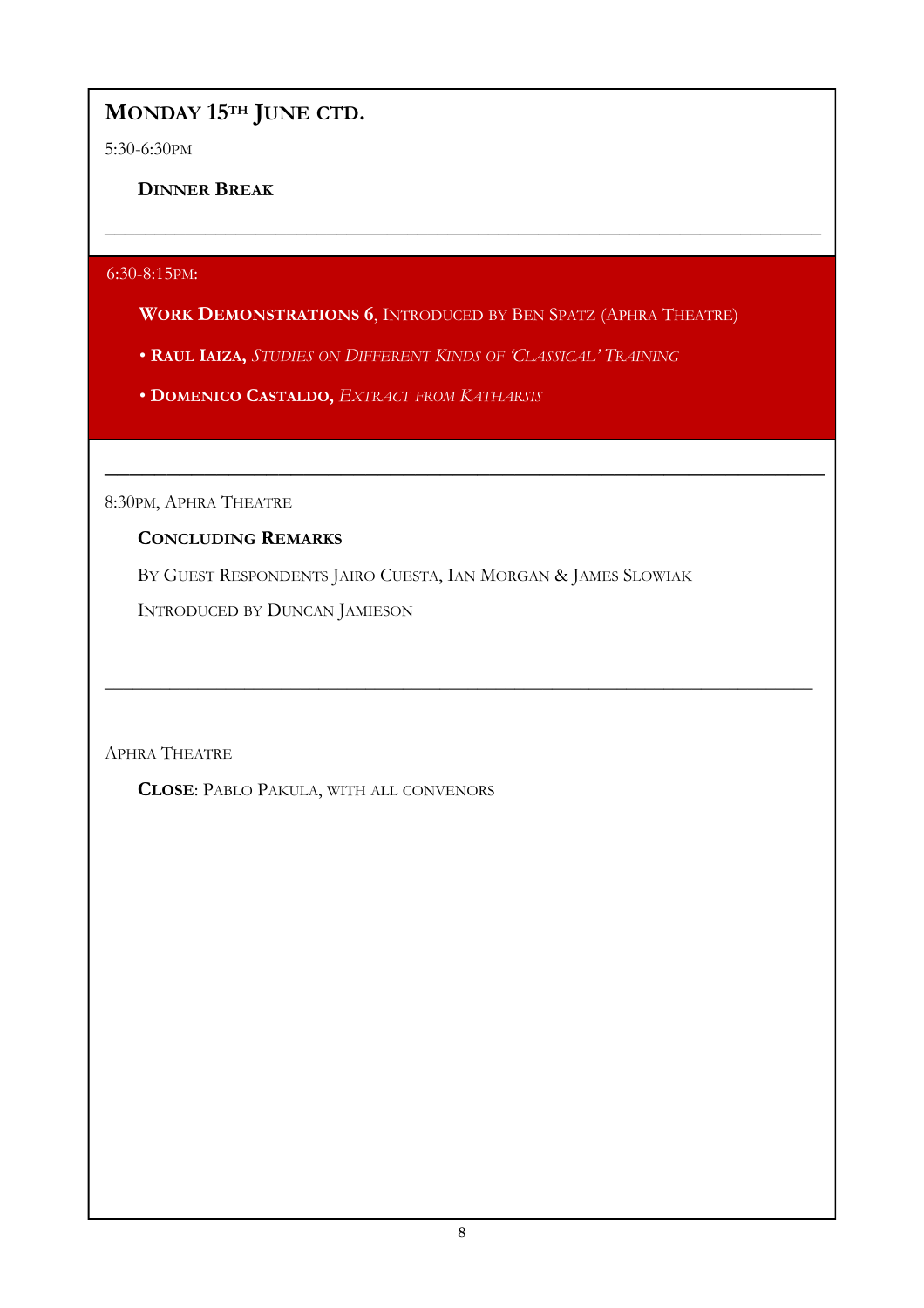## Monday 15th June ctd.

5:30-6:30pm

**Dinner Break**

---

6:30-8:15pm:

**Work Demonstrations 6**, Introduced by Ben Spatz (Aphra Theatre)

- **Raul Iaiza,** *Studies on Different Kinds of 'Classical' Training*
- **Domenico Castaldo,** *Extract from Katharsis*

---

8:30pm, Aphra Theatre

**Concluding Remarks**

By Guest Respondents Jairo Cuesta, Ian Morgan & James Slowiak

Introduced by Duncan Jamieson

---

Aphra Theatre

**Close**: Pablo Pakula, with all convenors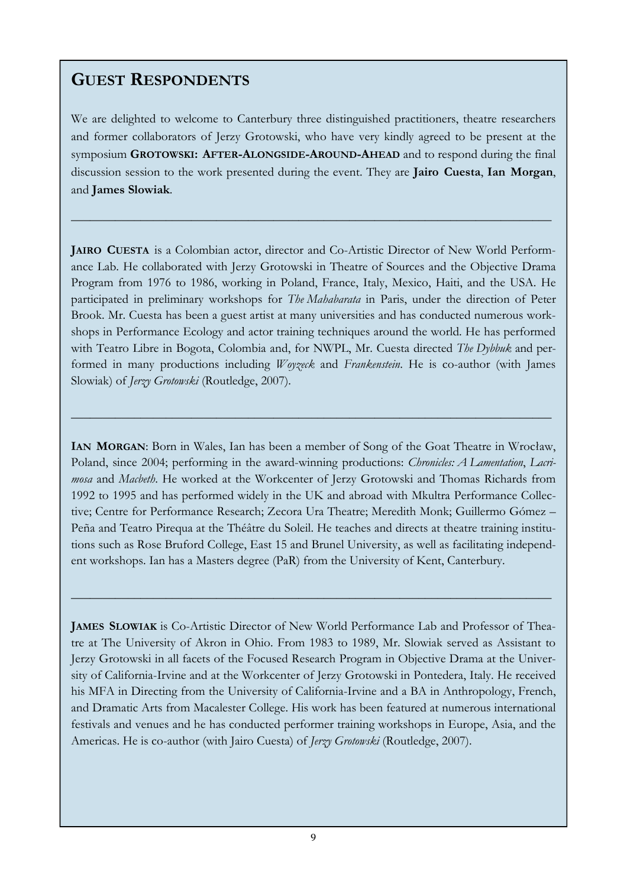## GUEST RESPONDENTS

We are delighted to welcome to Canterbury three distinguished practitioners, theatre researchers and former collaborators of Jerzy Grotowski, who have very kindly agreed to be present at the symposium **GROTOWSKI: AFTER-ALONGSIDE-AROUND-AHEAD** and to respond during the final discussion session to the work presented during the event. They are **Jairo Cuesta**, **Ian Morgan**, and **James Slowiak**.

---

**JAIRO CUESTA** is a Colombian actor, director and Co-Artistic Director of New World Performance Lab. He collaborated with Jerzy Grotowski in Theatre of Sources and the Objective Drama Program from 1976 to 1986, working in Poland, France, Italy, Mexico, Haiti, and the USA. He participated in preliminary workshops for *The Mahabarata* in Paris, under the direction of Peter Brook. Mr. Cuesta has been a guest artist at many universities and has conducted numerous workshops in Performance Ecology and actor training techniques around the world. He has performed with Teatro Libre in Bogota, Colombia and, for NWPL, Mr. Cuesta directed *The Dybbuk* and performed in many productions including *Woyzeck* and *Frankenstein*. He is co-author (with James Slowiak) of *Jerzy Grotowski* (Routledge, 2007).

---

**IAN MORGAN**: Born in Wales, Ian has been a member of Song of the Goat Theatre in Wrocław, Poland, since 2004; performing in the award-winning productions: *Chronicles: A Lamentation*, *Lacrimosa* and *Macbeth*. He worked at the Workcenter of Jerzy Grotowski and Thomas Richards from 1992 to 1995 and has performed widely in the UK and abroad with Mkultra Performance Collective; Centre for Performance Research; Zecora Ura Theatre; Meredith Monk; Guillermo Gómez – Peña and Teatro Pirequa at the Théâtre du Soleil. He teaches and directs at theatre training institutions such as Rose Bruford College, East 15 and Brunel University, as well as facilitating independent workshops. Ian has a Masters degree (PaR) from the University of Kent, Canterbury.

---

**JAMES SLOWIAK** is Co-Artistic Director of New World Performance Lab and Professor of Theatre at The University of Akron in Ohio. From 1983 to 1989, Mr. Slowiak served as Assistant to Jerzy Grotowski in all facets of the Focused Research Program in Objective Drama at the University of California-Irvine and at the Workcenter of Jerzy Grotowski in Pontedera, Italy. He received his MFA in Directing from the University of California-Irvine and a BA in Anthropology, French, and Dramatic Arts from Macalester College. His work has been featured at numerous international festivals and venues and he has conducted performer training workshops in Europe, Asia, and the Americas. He is co-author (with Jairo Cuesta) of *Jerzy Grotowski* (Routledge, 2007).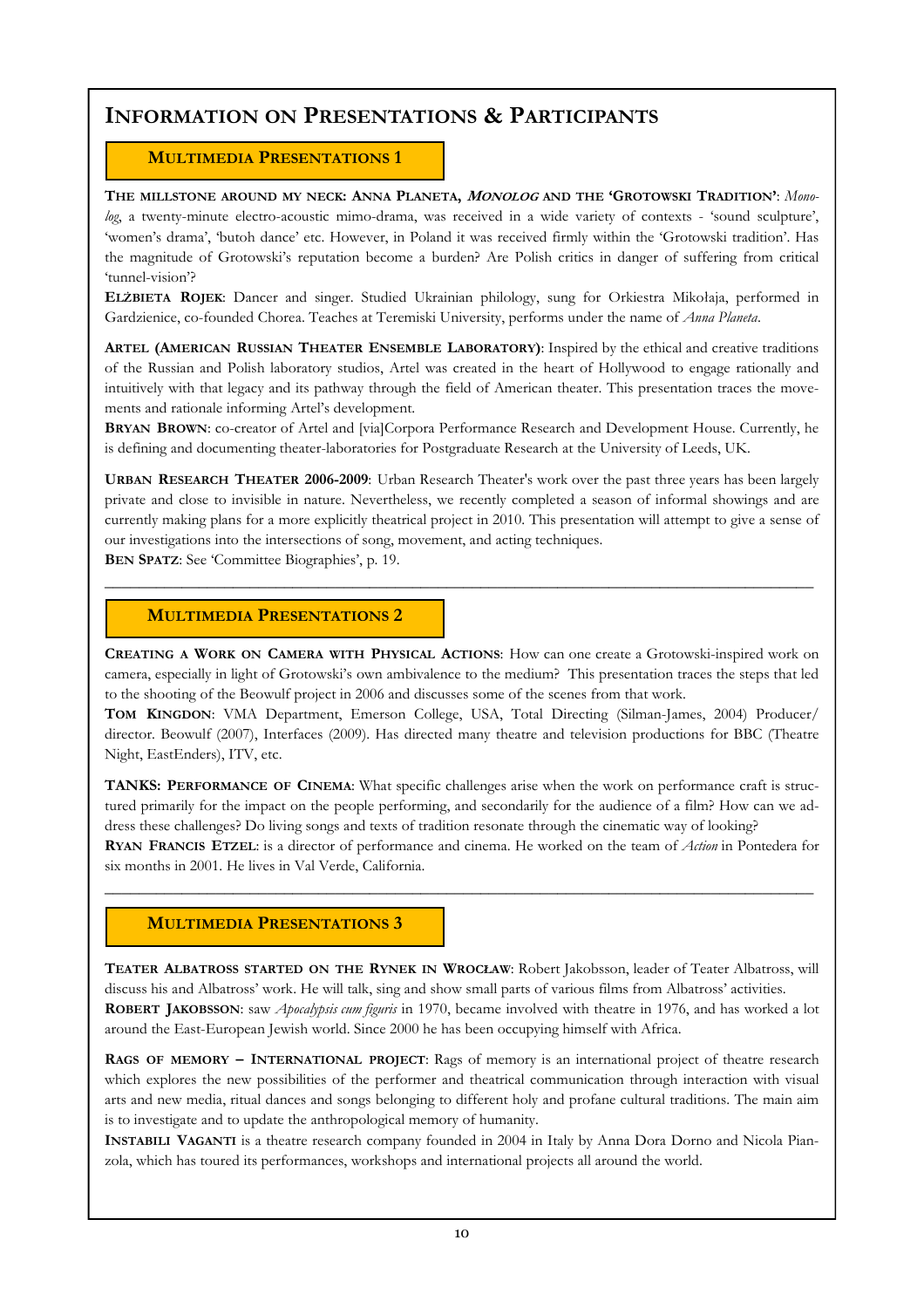# Information on Presentations & Participants

## Multimedia Presentations 1

**The millstone around my neck: Anna Planeta, *Monolog* and the 'Grotowski Tradition'**: *Monolog*, a twenty-minute electro-acoustic mimo-drama, was received in a wide variety of contexts - 'sound sculpture', 'women's drama', 'butoh dance' etc. However, in Poland it was received firmly within the 'Grotowski tradition'. Has the magnitude of Grotowski's reputation become a burden? Are Polish critics in danger of suffering from critical 'tunnel-vision'?

**Elżbieta Rojek**: Dancer and singer. Studied Ukrainian philology, sung for Orkiestra Mikołaja, performed in Gardzienice, co-founded Chorea. Teaches at Teremiski University, performs under the name of *Anna Planeta*.

**Artel (American Russian Theater Ensemble Laboratory)**: Inspired by the ethical and creative traditions of the Russian and Polish laboratory studios, Artel was created in the heart of Hollywood to engage rationally and intuitively with that legacy and its pathway through the field of American theater. This presentation traces the movements and rationale informing Artel's development.

**Bryan Brown**: co-creator of Artel and [via]Corpora Performance Research and Development House. Currently, he is defining and documenting theater-laboratories for Postgraduate Research at the University of Leeds, UK.

**Urban Research Theater 2006-2009**: Urban Research Theater's work over the past three years has been largely private and close to invisible in nature. Nevertheless, we recently completed a season of informal showings and are currently making plans for a more explicitly theatrical project in 2010. This presentation will attempt to give a sense of our investigations into the intersections of song, movement, and acting techniques.

**Ben Spatz**: See 'Committee Biographies', p. 19.

---

## Multimedia Presentations 2

**Creating a Work on Camera with Physical Actions**: How can one create a Grotowski-inspired work on camera, especially in light of Grotowski's own ambivalence to the medium? This presentation traces the steps that led to the shooting of the Beowulf project in 2006 and discusses some of the scenes from that work.

**Tom Kingdon**: VMA Department, Emerson College, USA, Total Directing (Silman-James, 2004) Producer/ director. Beowulf (2007), Interfaces (2009). Has directed many theatre and television productions for BBC (Theatre Night, EastEnders), ITV, etc.

**Tanks: Performance of Cinema**: What specific challenges arise when the work on performance craft is structured primarily for the impact on the people performing, and secondarily for the audience of a film? How can we address these challenges? Do living songs and texts of tradition resonate through the cinematic way of looking?

**Ryan Francis Etzel**: is a director of performance and cinema. He worked on the team of *Action* in Pontedera for six months in 2001. He lives in Val Verde, California.

---

## Multimedia Presentations 3

**Teater Albatross started on the Rynek in Wrocław**: Robert Jakobsson, leader of Teater Albatross, will discuss his and Albatross' work. He will talk, sing and show small parts of various films from Albatross' activities.

**Robert Jakobsson**: saw *Apocalypsis cum figuris* in 1970, became involved with theatre in 1976, and has worked a lot around the East-European Jewish world. Since 2000 he has been occupying himself with Africa.

**Rags of memory – International project**: Rags of memory is an international project of theatre research which explores the new possibilities of the performer and theatrical communication through interaction with visual arts and new media, ritual dances and songs belonging to different holy and profane cultural traditions. The main aim is to investigate and to update the anthropological memory of humanity.

**Instabili Vaganti** is a theatre research company founded in 2004 in Italy by Anna Dora Dorno and Nicola Pianzola, which has toured its performances, workshops and international projects all around the world.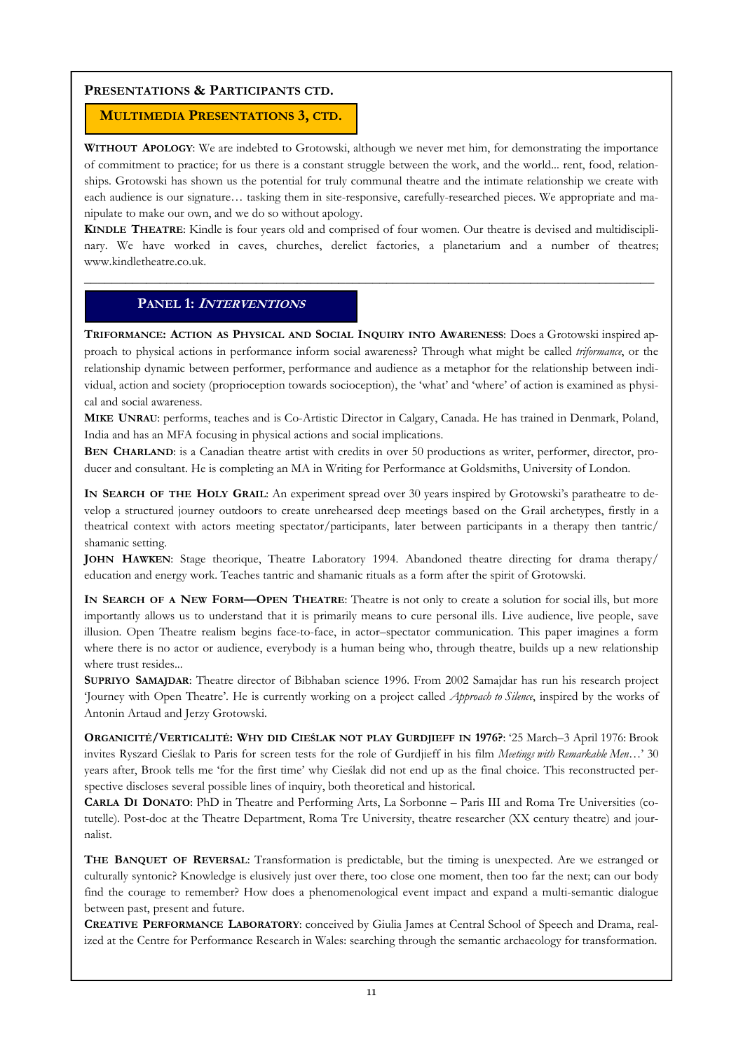## PRESENTATIONS & PARTICIPANTS CTD.

### MULTIMEDIA PRESENTATIONS 3, CTD.

**WITHOUT APOLOGY**: We are indebted to Grotowski, although we never met him, for demonstrating the importance of commitment to practice; for us there is a constant struggle between the work, and the world... rent, food, relationships. Grotowski has shown us the potential for truly communal theatre and the intimate relationship we create with each audience is our signature… tasking them in site-responsive, carefully-researched pieces. We appropriate and manipulate to make our own, and we do so without apology.

**KINDLE THEATRE**: Kindle is four years old and comprised of four women. Our theatre is devised and multidisciplinary. We have worked in caves, churches, derelict factories, a planetarium and a number of theatres; www.kindletheatre.co.uk.

---

### PANEL 1: *INTERVENTIONS*

**TRIFORMANCE: ACTION AS PHYSICAL AND SOCIAL INQUIRY INTO AWARENESS**: Does a Grotowski inspired approach to physical actions in performance inform social awareness? Through what might be called *triformance*, or the relationship dynamic between performer, performance and audience as a metaphor for the relationship between individual, action and society (proprioception towards socioception), the 'what' and 'where' of action is examined as physical and social awareness.

**MIKE UNRAU**: performs, teaches and is Co-Artistic Director in Calgary, Canada. He has trained in Denmark, Poland, India and has an MFA focusing in physical actions and social implications.

**BEN CHARLAND**: is a Canadian theatre artist with credits in over 50 productions as writer, performer, director, producer and consultant. He is completing an MA in Writing for Performance at Goldsmiths, University of London.

**IN SEARCH OF THE HOLY GRAIL**: An experiment spread over 30 years inspired by Grotowski's paratheatre to develop a structured journey outdoors to create unrehearsed deep meetings based on the Grail archetypes, firstly in a theatrical context with actors meeting spectator/participants, later between participants in a therapy then tantric/shamanic setting.

**JOHN HAWKEN**: Stage theorique, Theatre Laboratory 1994. Abandoned theatre directing for drama therapy/education and energy work. Teaches tantric and shamanic rituals as a form after the spirit of Grotowski.

**IN SEARCH OF A NEW FORM—OPEN THEATRE**: Theatre is not only to create a solution for social ills, but more importantly allows us to understand that it is primarily means to cure personal ills. Live audience, live people, save illusion. Open Theatre realism begins face-to-face, in actor–spectator communication. This paper imagines a form where there is no actor or audience, everybody is a human being who, through theatre, builds up a new relationship where trust resides...

**SUPRIYO SAMAJDAR**: Theatre director of Bibhaban science 1996. From 2002 Samajdar has run his research project 'Journey with Open Theatre'. He is currently working on a project called *Approach to Silence*, inspired by the works of Antonin Artaud and Jerzy Grotowski.

**ORGANICITÉ/VERTICALITÉ: WHY DID CIEŚLAK NOT PLAY GURDJIEFF IN 1976?**: '25 March–3 April 1976: Brook invites Ryszard Cieślak to Paris for screen tests for the role of Gurdjieff in his film *Meetings with Remarkable Men*…' 30 years after, Brook tells me 'for the first time' why Cieślak did not end up as the final choice. This reconstructed perspective discloses several possible lines of inquiry, both theoretical and historical.

**CARLA DI DONATO**: PhD in Theatre and Performing Arts, La Sorbonne – Paris III and Roma Tre Universities (co-tutelle). Post-doc at the Theatre Department, Roma Tre University, theatre researcher (XX century theatre) and journalist.

**THE BANQUET OF REVERSAL**: Transformation is predictable, but the timing is unexpected. Are we estranged or culturally syntonic? Knowledge is elusively just over there, too close one moment, then too far the next; can our body find the courage to remember? How does a phenomenological event impact and expand a multi-semantic dialogue between past, present and future.

**CREATIVE PERFORMANCE LABORATORY**: conceived by Giulia James at Central School of Speech and Drama, realized at the Centre for Performance Research in Wales: searching through the semantic archaeology for transformation.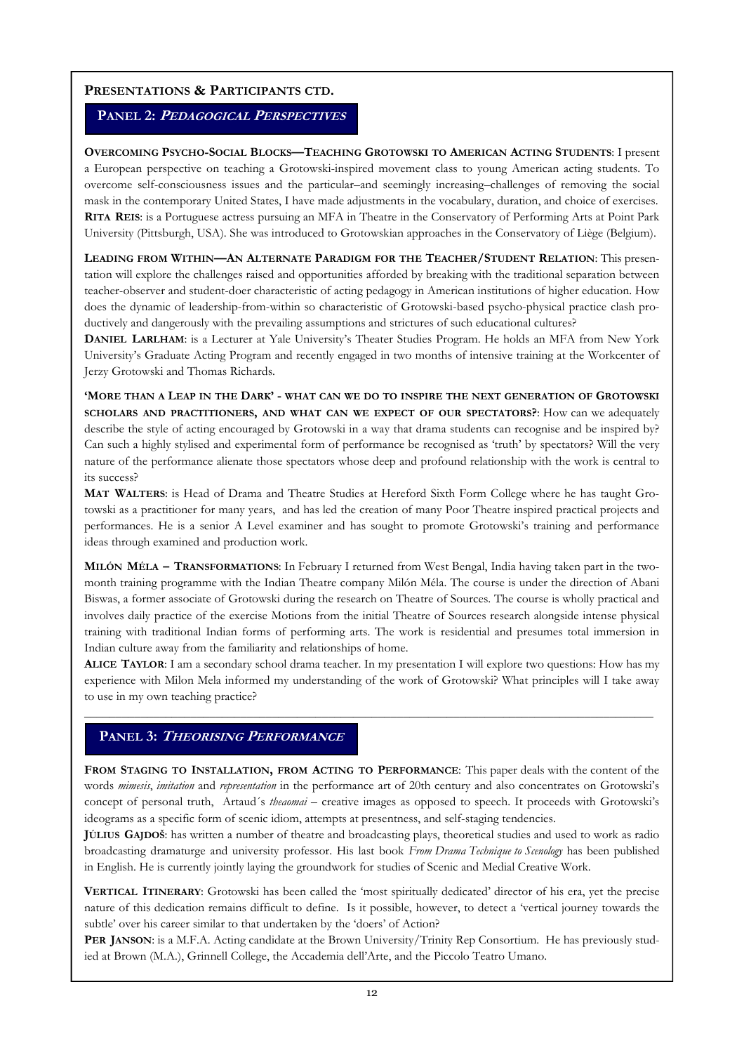## PRESENTATIONS & PARTICIPANTS CTD.

### PANEL 2: *PEDAGOGICAL PERSPECTIVES*

**OVERCOMING PSYCHO-SOCIAL BLOCKS—TEACHING GROTOWSKI TO AMERICAN ACTING STUDENTS**: I present a European perspective on teaching a Grotowski-inspired movement class to young American acting students. To overcome self-consciousness issues and the particular–and seemingly increasing–challenges of removing the social mask in the contemporary United States, I have made adjustments in the vocabulary, duration, and choice of exercises.
**RITA REIS**: is a Portuguese actress pursuing an MFA in Theatre in the Conservatory of Performing Arts at Point Park University (Pittsburgh, USA). She was introduced to Grotowskian approaches in the Conservatory of Liège (Belgium).

**LEADING FROM WITHIN—AN ALTERNATE PARADIGM FOR THE TEACHER/STUDENT RELATION**: This presentation will explore the challenges raised and opportunities afforded by breaking with the traditional separation between teacher-observer and student-doer characteristic of acting pedagogy in American institutions of higher education. How does the dynamic of leadership-from-within so characteristic of Grotowski-based psycho-physical practice clash productively and dangerously with the prevailing assumptions and strictures of such educational cultures?
**DANIEL LARLHAM**: is a Lecturer at Yale University's Theater Studies Program. He holds an MFA from New York University's Graduate Acting Program and recently engaged in two months of intensive training at the Workcenter of Jerzy Grotowski and Thomas Richards.

**'MORE THAN A LEAP IN THE DARK' - WHAT CAN WE DO TO INSPIRE THE NEXT GENERATION OF GROTOWSKI SCHOLARS AND PRACTITIONERS, AND WHAT CAN WE EXPECT OF OUR SPECTATORS?**: How can we adequately describe the style of acting encouraged by Grotowski in a way that drama students can recognise and be inspired by? Can such a highly stylised and experimental form of performance be recognised as 'truth' by spectators? Will the very nature of the performance alienate those spectators whose deep and profound relationship with the work is central to its success?
**MAT WALTERS**: is Head of Drama and Theatre Studies at Hereford Sixth Form College where he has taught Grotowski as a practitioner for many years, and has led the creation of many Poor Theatre inspired practical projects and performances. He is a senior A Level examiner and has sought to promote Grotowski's training and performance ideas through examined and production work.

**MILÓN MÉLA – TRANSFORMATIONS**: In February I returned from West Bengal, India having taken part in the two-month training programme with the Indian Theatre company Milón Méla. The course is under the direction of Abani Biswas, a former associate of Grotowski during the research on Theatre of Sources. The course is wholly practical and involves daily practice of the exercise Motions from the initial Theatre of Sources research alongside intense physical training with traditional Indian forms of performing arts. The work is residential and presumes total immersion in Indian culture away from the familiarity and relationships of home.
**ALICE TAYLOR**: I am a secondary school drama teacher. In my presentation I will explore two questions: How has my experience with Milon Mela informed my understanding of the work of Grotowski? What principles will I take away to use in my own teaching practice?

---

### PANEL 3: *THEORISING PERFORMANCE*

**FROM STAGING TO INSTALLATION, FROM ACTING TO PERFORMANCE**: This paper deals with the content of the words *mimesis*, *imitation* and *representation* in the performance art of 20th century and also concentrates on Grotowski's concept of personal truth, Artaud´s *theaomai* – creative images as opposed to speech. It proceeds with Grotowski's ideograms as a specific form of scenic idiom, attempts at presentness, and self-staging tendencies.
**JÚLIUS GAJDOŠ**: has written a number of theatre and broadcasting plays, theoretical studies and used to work as radio broadcasting dramaturge and university professor. His last book *From Drama Technique to Scenology* has been published in English. He is currently jointly laying the groundwork for studies of Scenic and Medial Creative Work.

**VERTICAL ITINERARY**: Grotowski has been called the 'most spiritually dedicated' director of his era, yet the precise nature of this dedication remains difficult to define. Is it possible, however, to detect a 'vertical journey towards the subtle' over his career similar to that undertaken by the 'doers' of Action?
**PER JANSON**: is a M.F.A. Acting candidate at the Brown University/Trinity Rep Consortium. He has previously studied at Brown (M.A.), Grinnell College, the Accademia dell'Arte, and the Piccolo Teatro Umano.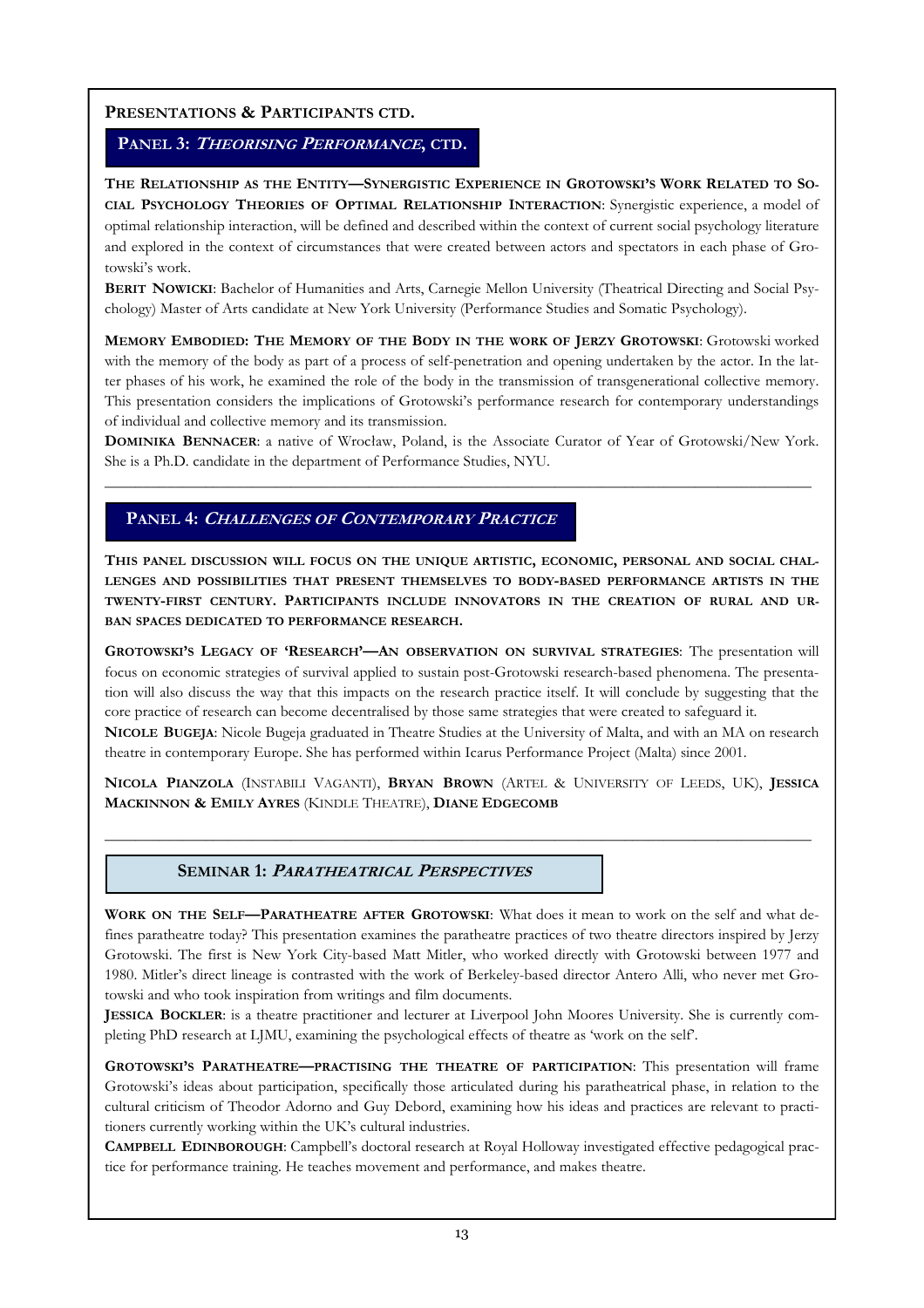**PRESENTATIONS & PARTICIPANTS CTD.**

## PANEL 3: *THEORISING PERFORMANCE*, CTD.

**THE RELATIONSHIP AS THE ENTITY—SYNERGISTIC EXPERIENCE IN GROTOWSKI'S WORK RELATED TO SOCIAL PSYCHOLOGY THEORIES OF OPTIMAL RELATIONSHIP INTERACTION**: Synergistic experience, a model of optimal relationship interaction, will be defined and described within the context of current social psychology literature and explored in the context of circumstances that were created between actors and spectators in each phase of Grotowski's work.

**BERIT NOWICKI**: Bachelor of Humanities and Arts, Carnegie Mellon University (Theatrical Directing and Social Psychology) Master of Arts candidate at New York University (Performance Studies and Somatic Psychology).

**MEMORY EMBODIED: THE MEMORY OF THE BODY IN THE WORK OF JERZY GROTOWSKI**: Grotowski worked with the memory of the body as part of a process of self-penetration and opening undertaken by the actor. In the latter phases of his work, he examined the role of the body in the transmission of transgenerational collective memory. This presentation considers the implications of Grotowski's performance research for contemporary understandings of individual and collective memory and its transmission.

**DOMINIKA BENNACER**: a native of Wrocław, Poland, is the Associate Curator of Year of Grotowski/New York. She is a Ph.D. candidate in the department of Performance Studies, NYU.

---

## PANEL 4: *CHALLENGES OF CONTEMPORARY PRACTICE*

**THIS PANEL DISCUSSION WILL FOCUS ON THE UNIQUE ARTISTIC, ECONOMIC, PERSONAL AND SOCIAL CHALLENGES AND POSSIBILITIES THAT PRESENT THEMSELVES TO BODY-BASED PERFORMANCE ARTISTS IN THE TWENTY-FIRST CENTURY. PARTICIPANTS INCLUDE INNOVATORS IN THE CREATION OF RURAL AND URBAN SPACES DEDICATED TO PERFORMANCE RESEARCH.**

**GROTOWSKI'S LEGACY OF 'RESEARCH'—AN OBSERVATION ON SURVIVAL STRATEGIES**: The presentation will focus on economic strategies of survival applied to sustain post-Grotowski research-based phenomena. The presentation will also discuss the way that this impacts on the research practice itself. It will conclude by suggesting that the core practice of research can become decentralised by those same strategies that were created to safeguard it.

**NICOLE BUGEJA**: Nicole Bugeja graduated in Theatre Studies at the University of Malta, and with an MA on research theatre in contemporary Europe. She has performed within Icarus Performance Project (Malta) since 2001.

**NICOLA PIANZOLA** (INSTABILI VAGANTI), **BRYAN BROWN** (ARTEL & UNIVERSITY OF LEEDS, UK), **JESSICA MACKINNON & EMILY AYRES** (KINDLE THEATRE), **DIANE EDGECOMB**

---

## SEMINAR 1: *PARATHEATRICAL PERSPECTIVES*

**WORK ON THE SELF—PARATHEATRE AFTER GROTOWSKI**: What does it mean to work on the self and what defines paratheatre today? This presentation examines the paratheatre practices of two theatre directors inspired by Jerzy Grotowski. The first is New York City-based Matt Mitler, who worked directly with Grotowski between 1977 and 1980. Mitler's direct lineage is contrasted with the work of Berkeley-based director Antero Alli, who never met Grotowski and who took inspiration from writings and film documents.

**JESSICA BOCKLER**: is a theatre practitioner and lecturer at Liverpool John Moores University. She is currently completing PhD research at LJMU, examining the psychological effects of theatre as 'work on the self'.

**GROTOWSKI'S PARATHEATRE—PRACTISING THE THEATRE OF PARTICIPATION**: This presentation will frame Grotowski's ideas about participation, specifically those articulated during his paratheatrical phase, in relation to the cultural criticism of Theodor Adorno and Guy Debord, examining how his ideas and practices are relevant to practitioners currently working within the UK's cultural industries.

**CAMPBELL EDINBOROUGH**: Campbell's doctoral research at Royal Holloway investigated effective pedagogical practice for performance training. He teaches movement and performance, and makes theatre.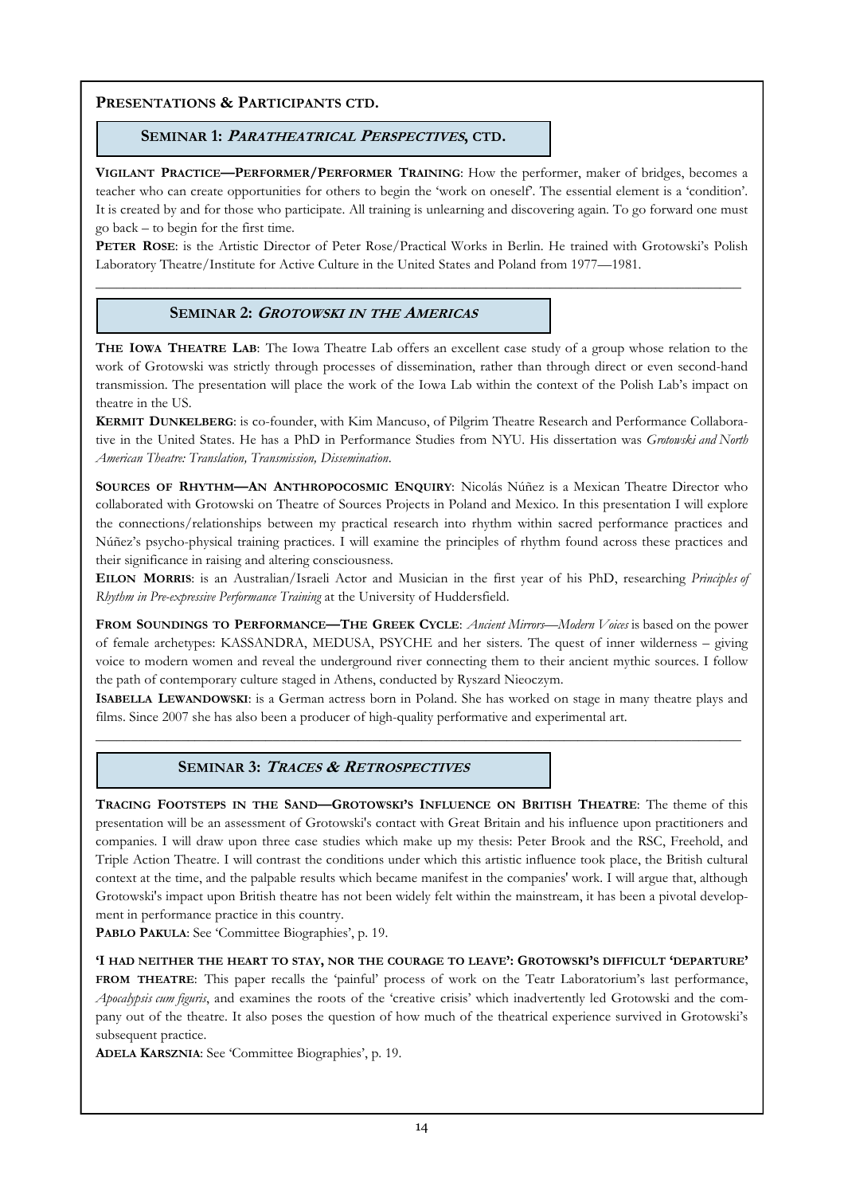## Presentations & Participants ctd.

### Seminar 1: *Paratheatrical Perspectives*, ctd.

**Vigilant Practice—Performer/Performer Training**: How the performer, maker of bridges, becomes a teacher who can create opportunities for others to begin the 'work on oneself'. The essential element is a 'condition'. It is created by and for those who participate. All training is unlearning and discovering again. To go forward one must go back – to begin for the first time.

**Peter Rose**: is the Artistic Director of Peter Rose/Practical Works in Berlin. He trained with Grotowski's Polish Laboratory Theatre/Institute for Active Culture in the United States and Poland from 1977—1981.

---

### Seminar 2: *Grotowski in the Americas*

**The Iowa Theatre Lab**: The Iowa Theatre Lab offers an excellent case study of a group whose relation to the work of Grotowski was strictly through processes of dissemination, rather than through direct or even second-hand transmission. The presentation will place the work of the Iowa Lab within the context of the Polish Lab's impact on theatre in the US.

**Kermit Dunkelberg**: is co-founder, with Kim Mancuso, of Pilgrim Theatre Research and Performance Collaborative in the United States. He has a PhD in Performance Studies from NYU. His dissertation was *Grotowski and North American Theatre: Translation, Transmission, Dissemination*.

**Sources of Rhythm—An Anthropocosmic Enquiry**: Nicolás Núñez is a Mexican Theatre Director who collaborated with Grotowski on Theatre of Sources Projects in Poland and Mexico. In this presentation I will explore the connections/relationships between my practical research into rhythm within sacred performance practices and Núñez's psycho-physical training practices. I will examine the principles of rhythm found across these practices and their significance in raising and altering consciousness.

**Eilon Morris**: is an Australian/Israeli Actor and Musician in the first year of his PhD, researching *Principles of Rhythm in Pre-expressive Performance Training* at the University of Huddersfield.

**From Soundings to Performance—The Greek Cycle**: *Ancient Mirrors—Modern Voices* is based on the power of female archetypes: KASSANDRA, MEDUSA, PSYCHE and her sisters. The quest of inner wilderness – giving voice to modern women and reveal the underground river connecting them to their ancient mythic sources. I follow the path of contemporary culture staged in Athens, conducted by Ryszard Nieoczym.

**Isabella Lewandowski**: is a German actress born in Poland. She has worked on stage in many theatre plays and films. Since 2007 she has also been a producer of high-quality performative and experimental art.

---

### Seminar 3: *Traces & Retrospectives*

**Tracing Footsteps in the Sand—Grotowski's Influence on British Theatre**: The theme of this presentation will be an assessment of Grotowski's contact with Great Britain and his influence upon practitioners and companies. I will draw upon three case studies which make up my thesis: Peter Brook and the RSC, Freehold, and Triple Action Theatre. I will contrast the conditions under which this artistic influence took place, the British cultural context at the time, and the palpable results which became manifest in the companies' work. I will argue that, although Grotowski's impact upon British theatre has not been widely felt within the mainstream, it has been a pivotal development in performance practice in this country.

**Pablo Pakula**: See 'Committee Biographies', p. 19.

**'I had neither the heart to stay, nor the courage to leave': Grotowski's difficult 'departure' from theatre**: This paper recalls the 'painful' process of work on the Teatr Laboratorium's last performance, *Apocalypsis cum figuris*, and examines the roots of the 'creative crisis' which inadvertently led Grotowski and the company out of the theatre. It also poses the question of how much of the theatrical experience survived in Grotowski's subsequent practice.

**Adela Karsznia**: See 'Committee Biographies', p. 19.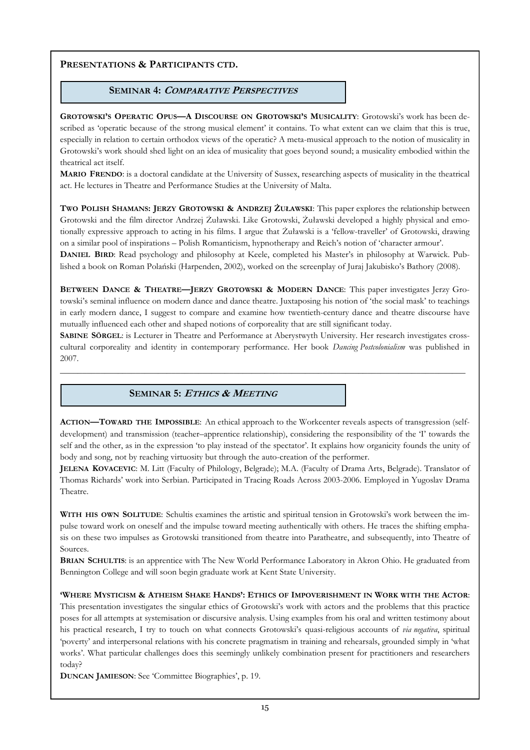## PRESENTATIONS & PARTICIPANTS CTD.

### SEMINAR 4: *COMPARATIVE PERSPECTIVES*

**GROTOWSKI'S OPERATIC OPUS—A DISCOURSE ON GROTOWSKI'S MUSICALITY**: Grotowski's work has been described as 'operatic because of the strong musical element' it contains. To what extent can we claim that this is true, especially in relation to certain orthodox views of the operatic? A meta-musical approach to the notion of musicality in Grotowski's work should shed light on an idea of musicality that goes beyond sound; a musicality embodied within the theatrical act itself.

**MARIO FRENDO**: is a doctoral candidate at the University of Sussex, researching aspects of musicality in the theatrical act. He lectures in Theatre and Performance Studies at the University of Malta.

**TWO POLISH SHAMANS: JERZY GROTOWSKI & ANDRZEJ ŻUŁAWSKI**: This paper explores the relationship between Grotowski and the film director Andrzej Żuławski. Like Grotowski, Żuławski developed a highly physical and emotionally expressive approach to acting in his films. I argue that Żuławski is a 'fellow-traveller' of Grotowski, drawing on a similar pool of inspirations – Polish Romanticism, hypnotherapy and Reich's notion of 'character armour'.

**DANIEL BIRD**: Read psychology and philosophy at Keele, completed his Master's in philosophy at Warwick. Published a book on Roman Polański (Harpenden, 2002), worked on the screenplay of Juraj Jakubisko's Bathory (2008).

**BETWEEN DANCE & THEATRE—JERZY GROTOWSKI & MODERN DANCE**: This paper investigates Jerzy Grotowski's seminal influence on modern dance and dance theatre. Juxtaposing his notion of 'the social mask' to teachings in early modern dance, I suggest to compare and examine how twentieth-century dance and theatre discourse have mutually influenced each other and shaped notions of corporeality that are still significant today.

**SABINE SÖRGEL**: is Lecturer in Theatre and Performance at Aberystwyth University. Her research investigates cross-cultural corporeality and identity in contemporary performance. Her book *Dancing Postcolonialism* was published in 2007.

---

### SEMINAR 5: *ETHICS & MEETING*

**ACTION—TOWARD THE IMPOSSIBLE**: An ethical approach to the Workcenter reveals aspects of transgression (self-development) and transmission (teacher–apprentice relationship), considering the responsibility of the 'I' towards the self and the other, as in the expression 'to play instead of the spectator'. It explains how organicity founds the unity of body and song, not by reaching virtuosity but through the auto-creation of the performer.

**JELENA KOVACEVIC**: M. Litt (Faculty of Philology, Belgrade); M.A. (Faculty of Drama Arts, Belgrade). Translator of Thomas Richards' work into Serbian. Participated in Tracing Roads Across 2003-2006. Employed in Yugoslav Drama Theatre.

**WITH HIS OWN SOLITUDE**: Schultis examines the artistic and spiritual tension in Grotowski's work between the impulse toward work on oneself and the impulse toward meeting authentically with others. He traces the shifting emphasis on these two impulses as Grotowski transitioned from theatre into Paratheatre, and subsequently, into Theatre of Sources.

**BRIAN SCHULTIS**: is an apprentice with The New World Performance Laboratory in Akron Ohio. He graduated from Bennington College and will soon begin graduate work at Kent State University.

**'WHERE MYSTICISM & ATHEISM SHAKE HANDS': ETHICS OF IMPOVERISHMENT IN WORK WITH THE ACTOR**: This presentation investigates the singular ethics of Grotowski's work with actors and the problems that this practice poses for all attempts at systemisation or discursive analysis. Using examples from his oral and written testimony about his practical research, I try to touch on what connects Grotowski's quasi-religious accounts of *via negativa*, spiritual 'poverty' and interpersonal relations with his concrete pragmatism in training and rehearsals, grounded simply in 'what works'. What particular challenges does this seemingly unlikely combination present for practitioners and researchers today?

**DUNCAN JAMIESON**: See 'Committee Biographies', p. 19.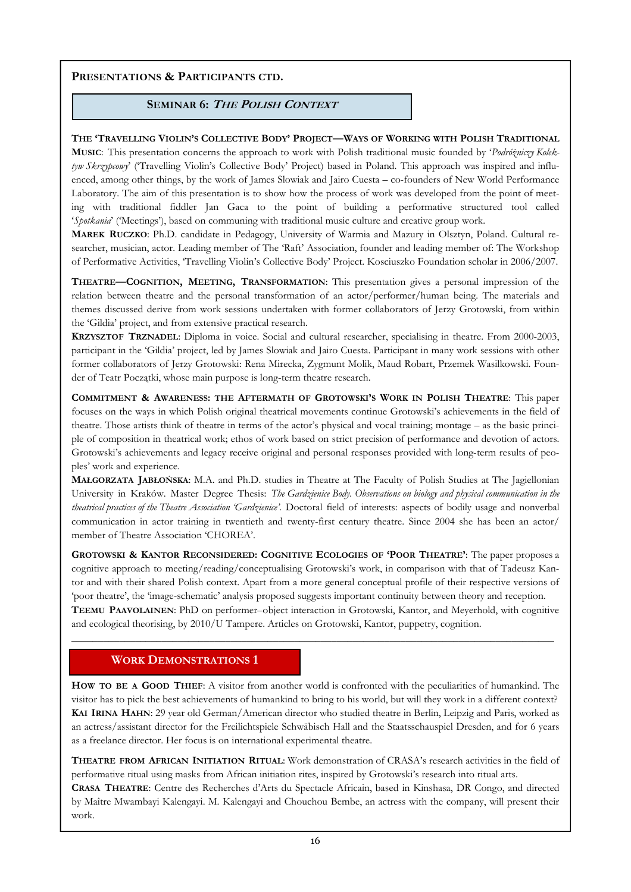## PRESENTATIONS & PARTICIPANTS CTD.

### SEMINAR 6: *THE POLISH CONTEXT*

**THE 'TRAVELLING VIOLIN'S COLLECTIVE BODY' PROJECT—WAYS OF WORKING WITH POLISH TRADITIONAL MUSIC**: This presentation concerns the approach to work with Polish traditional music founded by '*Podróżniczy Kolektyw Skrzypcowy*' ('Travelling Violin's Collective Body' Project) based in Poland. This approach was inspired and influenced, among other things, by the work of James Slowiak and Jairo Cuesta – co-founders of New World Performance Laboratory. The aim of this presentation is to show how the process of work was developed from the point of meeting with traditional fiddler Jan Gaca to the point of building a performative structured tool called '*Spotkania*' ('Meetings'), based on communing with traditional music culture and creative group work.

**MAREK RUCZKO**: Ph.D. candidate in Pedagogy, University of Warmia and Mazury in Olsztyn, Poland. Cultural researcher, musician, actor. Leading member of The 'Raft' Association, founder and leading member of: The Workshop of Performative Activities, 'Travelling Violin's Collective Body' Project. Kosciuszko Foundation scholar in 2006/2007.

**THEATRE—COGNITION, MEETING, TRANSFORMATION**: This presentation gives a personal impression of the relation between theatre and the personal transformation of an actor/performer/human being. The materials and themes discussed derive from work sessions undertaken with former collaborators of Jerzy Grotowski, from within the 'Gildia' project, and from extensive practical research.

**KRZYSZTOF TRZNADEL**: Diploma in voice. Social and cultural researcher, specialising in theatre. From 2000-2003, participant in the 'Gildia' project, led by James Slowiak and Jairo Cuesta. Participant in many work sessions with other former collaborators of Jerzy Grotowski: Rena Mirecka, Zygmunt Molik, Maud Robart, Przemek Wasilkowski. Founder of Teatr Początki, whose main purpose is long-term theatre research.

**COMMITMENT & AWARENESS: THE AFTERMATH OF GROTOWSKI'S WORK IN POLISH THEATRE**: This paper focuses on the ways in which Polish original theatrical movements continue Grotowski's achievements in the field of theatre. Those artists think of theatre in terms of the actor's physical and vocal training; montage – as the basic principle of composition in theatrical work; ethos of work based on strict precision of performance and devotion of actors. Grotowski's achievements and legacy receive original and personal responses provided with long-term results of peoples' work and experience.

**MAŁGORZATA JABŁOŃSKA**: M.A. and Ph.D. studies in Theatre at The Faculty of Polish Studies at The Jagiellonian University in Kraków. Master Degree Thesis: *The Gardzienice Body. Observations on biology and physical communication in the theatrical practices of the Theatre Association 'Gardzienice'*. Doctoral field of interests: aspects of bodily usage and nonverbal communication in actor training in twentieth and twenty-first century theatre. Since 2004 she has been an actor/ member of Theatre Association 'CHOREA'.

**GROTOWSKI & KANTOR RECONSIDERED: COGNITIVE ECOLOGIES OF 'POOR THEATRE'**: The paper proposes a cognitive approach to meeting/reading/conceptualising Grotowski's work, in comparison with that of Tadeusz Kantor and with their shared Polish context. Apart from a more general conceptual profile of their respective versions of 'poor theatre', the 'image-schematic' analysis proposed suggests important continuity between theory and reception.

**TEEMU PAAVOLAINEN**: PhD on performer–object interaction in Grotowski, Kantor, and Meyerhold, with cognitive and ecological theorising, by 2010/U Tampere. Articles on Grotowski, Kantor, puppetry, cognition.

---

### WORK DEMONSTRATIONS 1

**HOW TO BE A GOOD THIEF**: A visitor from another world is confronted with the peculiarities of humankind. The visitor has to pick the best achievements of humankind to bring to his world, but will they work in a different context?

**KAI IRINA HAHN**: 29 year old German/American director who studied theatre in Berlin, Leipzig and Paris, worked as an actress/assistant director for the Freilichtspiele Schwäbisch Hall and the Staatsschauspiel Dresden, and for 6 years as a freelance director. Her focus is on international experimental theatre.

**THEATRE FROM AFRICAN INITIATION RITUAL**: Work demonstration of CRASA's research activities in the field of performative ritual using masks from African initiation rites, inspired by Grotowski's research into ritual arts.

**CRASA THEATRE**: Centre des Recherches d'Arts du Spectacle Africain, based in Kinshasa, DR Congo, and directed by Maître Mwambayi Kalengayi. M. Kalengayi and Chouchou Bembe, an actress with the company, will present their work.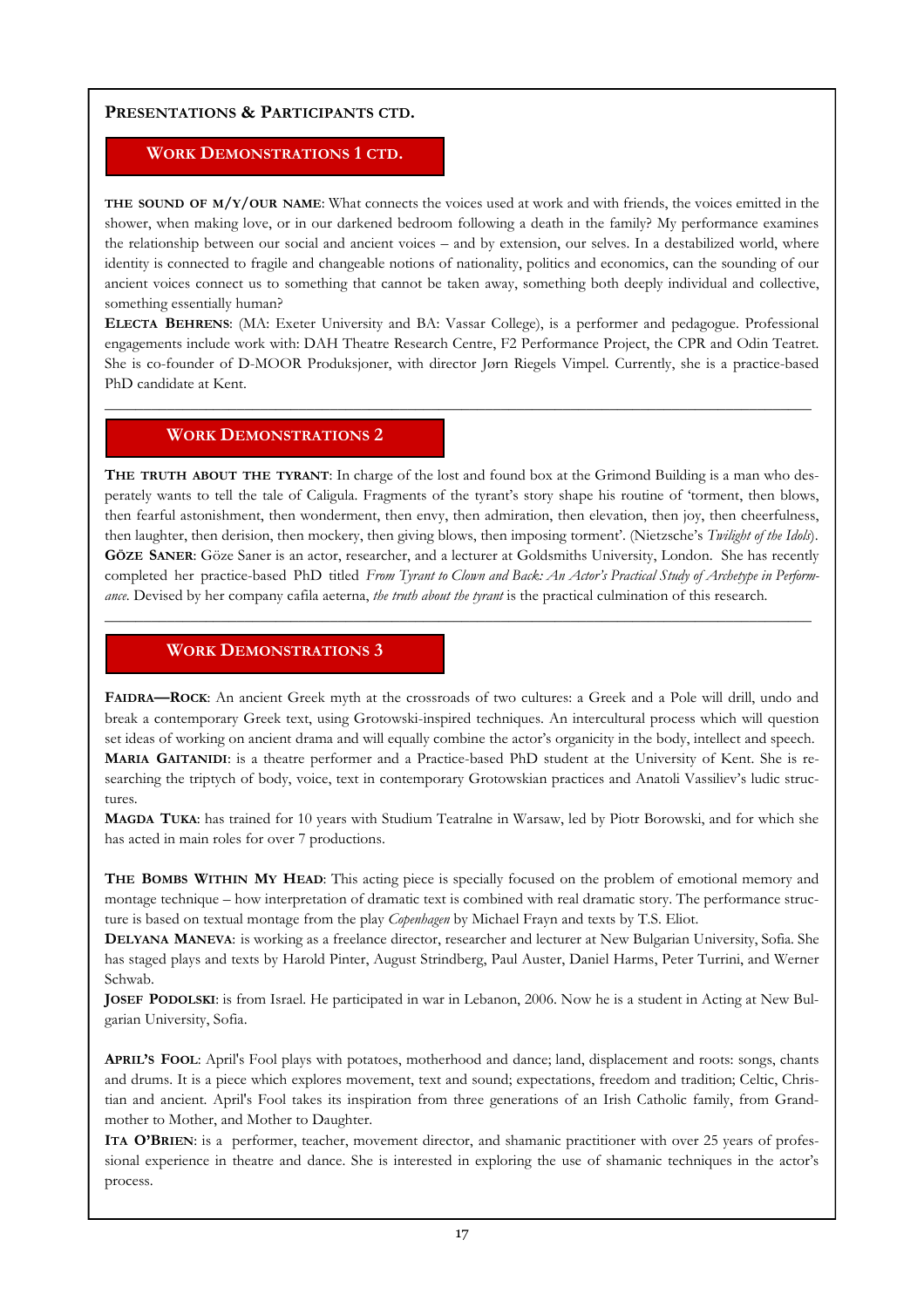## Presentations & Participants ctd.

### Work Demonstrations 1 ctd.

**THE SOUND OF M/Y/OUR NAME**: What connects the voices used at work and with friends, the voices emitted in the shower, when making love, or in our darkened bedroom following a death in the family? My performance examines the relationship between our social and ancient voices – and by extension, our selves. In a destabilized world, where identity is connected to fragile and changeable notions of nationality, politics and economics, can the sounding of our ancient voices connect us to something that cannot be taken away, something both deeply individual and collective, something essentially human?

**ELECTA BEHRENS**: (MA: Exeter University and BA: Vassar College), is a performer and pedagogue. Professional engagements include work with: DAH Theatre Research Centre, F2 Performance Project, the CPR and Odin Teatret. She is co-founder of D-MOOR Produksjoner, with director Jørn Riegels Vimpel. Currently, she is a practice-based PhD candidate at Kent.

---

### Work Demonstrations 2

**THE TRUTH ABOUT THE TYRANT**: In charge of the lost and found box at the Grimond Building is a man who desperately wants to tell the tale of Caligula. Fragments of the tyrant's story shape his routine of 'torment, then blows, then fearful astonishment, then wonderment, then envy, then admiration, then elevation, then joy, then cheerfulness, then laughter, then derision, then mockery, then giving blows, then imposing torment'. (Nietzsche's *Twilight of the Idols*).

**GÖZE SANER**: Göze Saner is an actor, researcher, and a lecturer at Goldsmiths University, London. She has recently completed her practice-based PhD titled *From Tyrant to Clown and Back: An Actor's Practical Study of Archetype in Performance*. Devised by her company cafila aeterna, *the truth about the tyrant* is the practical culmination of this research.

---

### Work Demonstrations 3

**FAIDRA—ROCK**: An ancient Greek myth at the crossroads of two cultures: a Greek and a Pole will drill, undo and break a contemporary Greek text, using Grotowski-inspired techniques. An intercultural process which will question set ideas of working on ancient drama and will equally combine the actor's organicity in the body, intellect and speech.

**MARIA GAITANIDI**: is a theatre performer and a Practice-based PhD student at the University of Kent. She is researching the triptych of body, voice, text in contemporary Grotowskian practices and Anatoli Vassiliev's ludic structures.

**MAGDA TUKA**: has trained for 10 years with Studium Teatralne in Warsaw, led by Piotr Borowski, and for which she has acted in main roles for over 7 productions.

**THE BOMBS WITHIN MY HEAD**: This acting piece is specially focused on the problem of emotional memory and montage technique – how interpretation of dramatic text is combined with real dramatic story. The performance structure is based on textual montage from the play *Copenhagen* by Michael Frayn and texts by T.S. Eliot.

**DELYANA MANEVA**: is working as a freelance director, researcher and lecturer at New Bulgarian University, Sofia. She has staged plays and texts by Harold Pinter, August Strindberg, Paul Auster, Daniel Harms, Peter Turrini, and Werner Schwab.

**JOSEF PODOLSKI**: is from Israel. He participated in war in Lebanon, 2006. Now he is a student in Acting at New Bulgarian University, Sofia.

**APRIL'S FOOL**: April's Fool plays with potatoes, motherhood and dance; land, displacement and roots: songs, chants and drums. It is a piece which explores movement, text and sound; expectations, freedom and tradition; Celtic, Christian and ancient. April's Fool takes its inspiration from three generations of an Irish Catholic family, from Grandmother to Mother, and Mother to Daughter.

**ITA O'BRIEN**: is a performer, teacher, movement director, and shamanic practitioner with over 25 years of professional experience in theatre and dance. She is interested in exploring the use of shamanic techniques in the actor's process.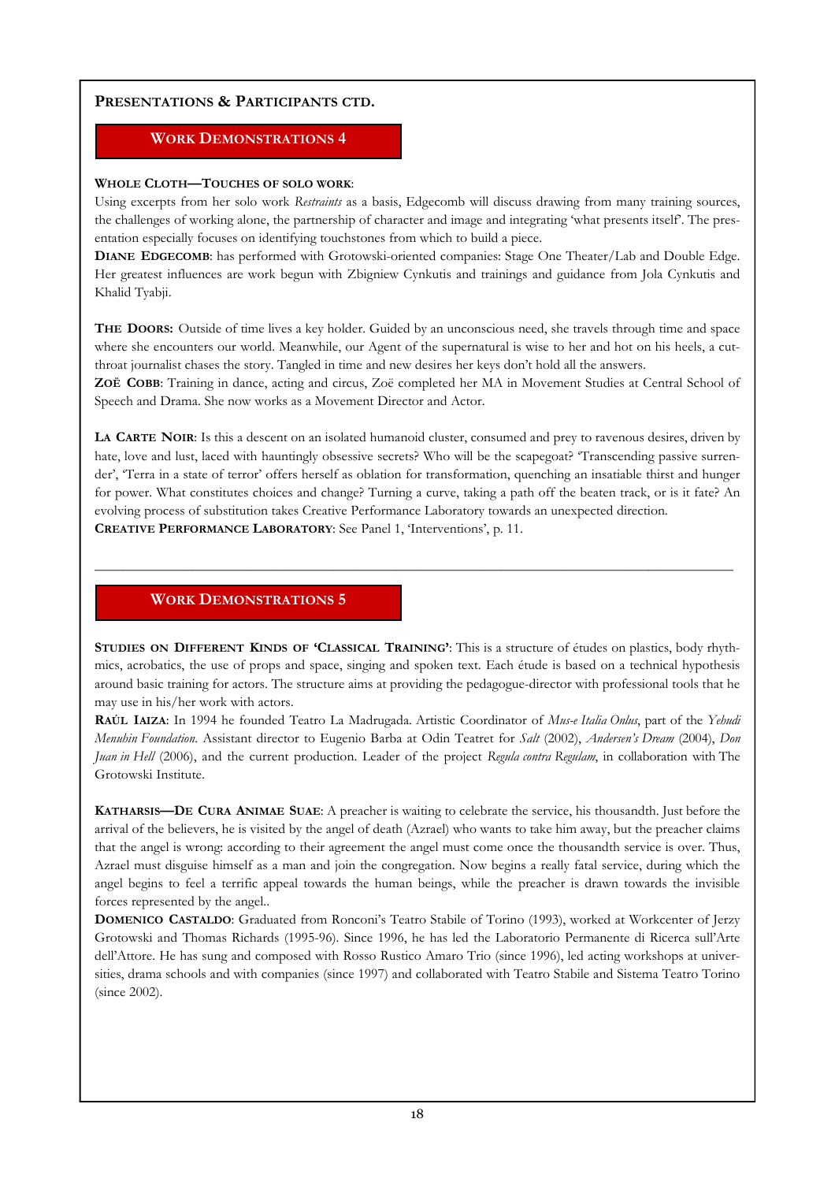## Presentations & Participants ctd.

### Work Demonstrations 4

**Whole Cloth—Touches of solo work**:
Using excerpts from her solo work *Restraints* as a basis, Edgecomb will discuss drawing from many training sources, the challenges of working alone, the partnership of character and image and integrating 'what presents itself'. The presentation especially focuses on identifying touchstones from which to build a piece.
**Diane Edgecomb**: has performed with Grotowski-oriented companies: Stage One Theater/Lab and Double Edge. Her greatest influences are work begun with Zbigniew Cynkutis and trainings and guidance from Jola Cynkutis and Khalid Tyabji.

**The Doors:** Outside of time lives a key holder. Guided by an unconscious need, she travels through time and space where she encounters our world. Meanwhile, our Agent of the supernatural is wise to her and hot on his heels, a cut-throat journalist chases the story. Tangled in time and new desires her keys don't hold all the answers.
**Zoë Cobb**: Training in dance, acting and circus, Zoë completed her MA in Movement Studies at Central School of Speech and Drama. She now works as a Movement Director and Actor.

**La Carte Noir**: Is this a descent on an isolated humanoid cluster, consumed and prey to ravenous desires, driven by hate, love and lust, laced with hauntingly obsessive secrets? Who will be the scapegoat? 'Transcending passive surrender', 'Terra in a state of terror' offers herself as oblation for transformation, quenching an insatiable thirst and hunger for power. What constitutes choices and change? Turning a curve, taking a path off the beaten track, or is it fate? An evolving process of substitution takes Creative Performance Laboratory towards an unexpected direction.
**Creative Performance Laboratory**: See Panel 1, 'Interventions', p. 11.

---

### Work Demonstrations 5

**Studies on Different Kinds of 'Classical Training'**: This is a structure of études on plastics, body rhythmics, acrobatics, the use of props and space, singing and spoken text. Each étude is based on a technical hypothesis around basic training for actors. The structure aims at providing the pedagogue-director with professional tools that he may use in his/her work with actors.
**Raúl Iaiza**: In 1994 he founded Teatro La Madrugada. Artistic Coordinator of *Mus-e Italia Onlus*, part of the *Yehudi Menuhin Foundation*. Assistant director to Eugenio Barba at Odin Teatret for *Salt* (2002), *Andersen's Dream* (2004), *Don Juan in Hell* (2006), and the current production. Leader of the project *Regula contra Regulam*, in collaboration with The Grotowski Institute.

**Katharsis—De Cura Animae Suae**: A preacher is waiting to celebrate the service, his thousandth. Just before the arrival of the believers, he is visited by the angel of death (Azrael) who wants to take him away, but the preacher claims that the angel is wrong: according to their agreement the angel must come once the thousandth service is over. Thus, Azrael must disguise himself as a man and join the congregation. Now begins a really fatal service, during which the angel begins to feel a terrific appeal towards the human beings, while the preacher is drawn towards the invisible forces represented by the angel..
**Domenico Castaldo**: Graduated from Ronconi's Teatro Stabile of Torino (1993), worked at Workcenter of Jerzy Grotowski and Thomas Richards (1995-96). Since 1996, he has led the Laboratorio Permanente di Ricerca sull'Arte dell'Attore. He has sung and composed with Rosso Rustico Amaro Trio (since 1996), led acting workshops at universities, drama schools and with companies (since 1997) and collaborated with Teatro Stabile and Sistema Teatro Torino (since 2002).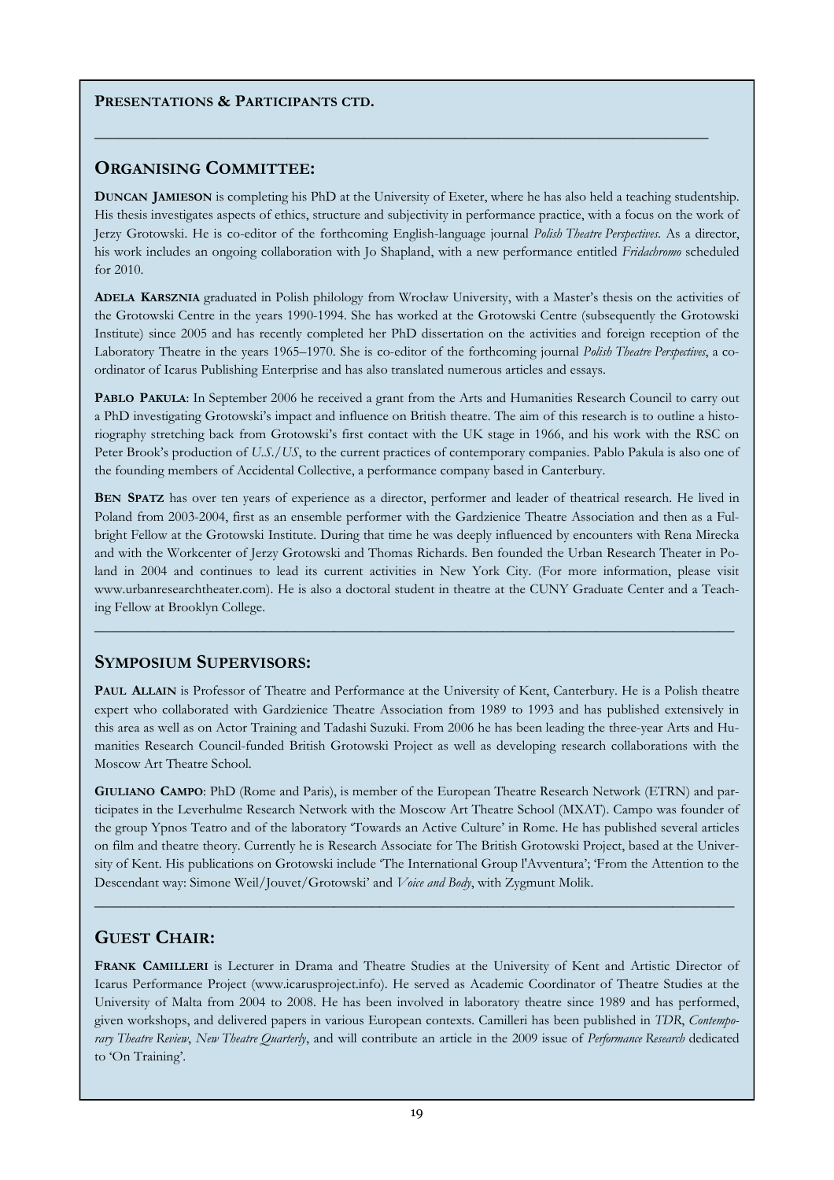**PRESENTATIONS & PARTICIPANTS CTD.**

---

## ORGANISING COMMITTEE:

**DUNCAN JAMIESON** is completing his PhD at the University of Exeter, where he has also held a teaching studentship. His thesis investigates aspects of ethics, structure and subjectivity in performance practice, with a focus on the work of Jerzy Grotowski. He is co-editor of the forthcoming English-language journal *Polish Theatre Perspectives*. As a director, his work includes an ongoing collaboration with Jo Shapland, with a new performance entitled *Fridachromo* scheduled for 2010.

**ADELA KARSZNIA** graduated in Polish philology from Wrocław University, with a Master's thesis on the activities of the Grotowski Centre in the years 1990-1994. She has worked at the Grotowski Centre (subsequently the Grotowski Institute) since 2005 and has recently completed her PhD dissertation on the activities and foreign reception of the Laboratory Theatre in the years 1965–1970. She is co-editor of the forthcoming journal *Polish Theatre Perspectives*, a co-ordinator of Icarus Publishing Enterprise and has also translated numerous articles and essays.

**PABLO PAKULA**: In September 2006 he received a grant from the Arts and Humanities Research Council to carry out a PhD investigating Grotowski's impact and influence on British theatre. The aim of this research is to outline a historiography stretching back from Grotowski's first contact with the UK stage in 1966, and his work with the RSC on Peter Brook's production of *U.S./US*, to the current practices of contemporary companies. Pablo Pakula is also one of the founding members of Accidental Collective, a performance company based in Canterbury.

**BEN SPATZ** has over ten years of experience as a director, performer and leader of theatrical research. He lived in Poland from 2003-2004, first as an ensemble performer with the Gardzienice Theatre Association and then as a Fulbright Fellow at the Grotowski Institute. During that time he was deeply influenced by encounters with Rena Mirecka and with the Workcenter of Jerzy Grotowski and Thomas Richards. Ben founded the Urban Research Theater in Poland in 2004 and continues to lead its current activities in New York City. (For more information, please visit www.urbanresearchtheater.com). He is also a doctoral student in theatre at the CUNY Graduate Center and a Teaching Fellow at Brooklyn College.

---

## SYMPOSIUM SUPERVISORS:

**PAUL ALLAIN** is Professor of Theatre and Performance at the University of Kent, Canterbury. He is a Polish theatre expert who collaborated with Gardzienice Theatre Association from 1989 to 1993 and has published extensively in this area as well as on Actor Training and Tadashi Suzuki. From 2006 he has been leading the three-year Arts and Humanities Research Council-funded British Grotowski Project as well as developing research collaborations with the Moscow Art Theatre School.

**GIULIANO CAMPO**: PhD (Rome and Paris), is member of the European Theatre Research Network (ETRN) and participates in the Leverhulme Research Network with the Moscow Art Theatre School (MXAT). Campo was founder of the group Ypnos Teatro and of the laboratory 'Towards an Active Culture' in Rome. He has published several articles on film and theatre theory. Currently he is Research Associate for The British Grotowski Project, based at the University of Kent. His publications on Grotowski include 'The International Group l'Avventura'; 'From the Attention to the Descendant way: Simone Weil/Jouvet/Grotowski' and *Voice and Body*, with Zygmunt Molik.

---

## GUEST CHAIR:

**FRANK CAMILLERI** is Lecturer in Drama and Theatre Studies at the University of Kent and Artistic Director of Icarus Performance Project (www.icarusproject.info). He served as Academic Coordinator of Theatre Studies at the University of Malta from 2004 to 2008. He has been involved in laboratory theatre since 1989 and has performed, given workshops, and delivered papers in various European contexts. Camilleri has been published in *TDR*, *Contemporary Theatre Review*, *New Theatre Quarterly*, and will contribute an article in the 2009 issue of *Performance Research* dedicated to 'On Training'.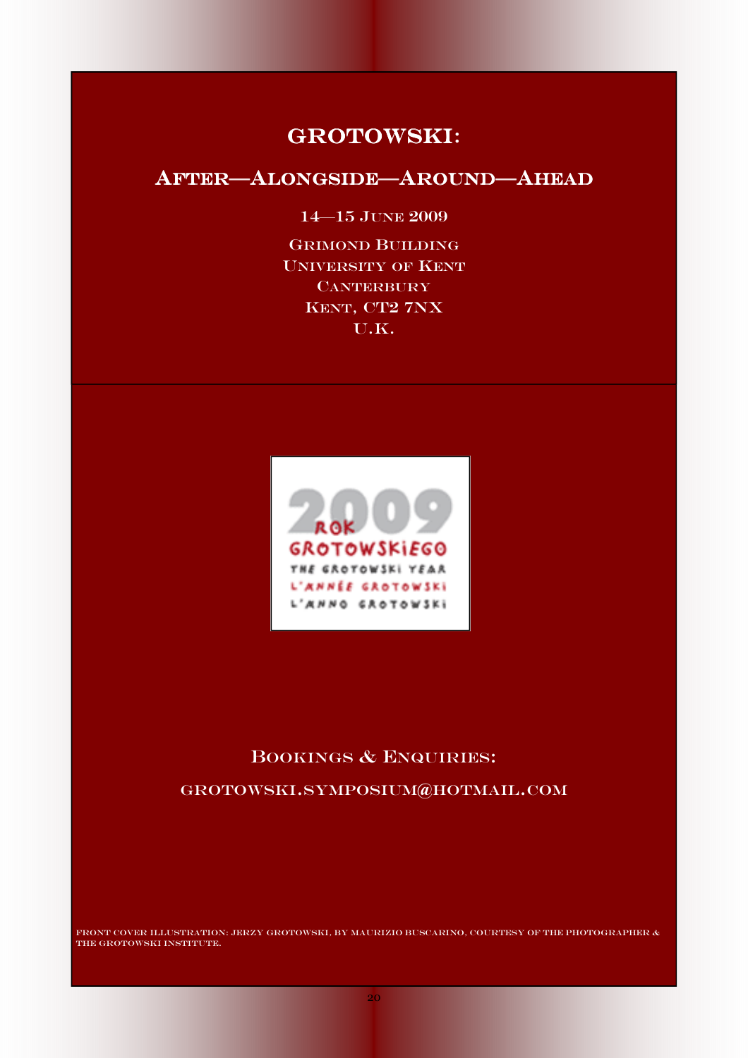# GROTOWSKI:

## After—Alongside—Around—Ahead

14—15 June 2009

Grimond Building
University of Kent
Canterbury
Kent, CT2 7NX
U.K.

2009
ROK
GROTOWSKiEGO
THE GROTOWSKi YEAR
L'ANNÉE GROTOWSKi
L'ANNO GROTOWSKi

Bookings & Enquiries:

GROTOWSKI.SYMPOSIUM@HOTMAIL.COM

FRONT COVER ILLUSTRATION: JERZY GROTOWSKI, BY MAURIZIO BUSCARINO, COURTESY OF THE PHOTOGRAPHER & THE GROTOWSKI INSTITUTE.